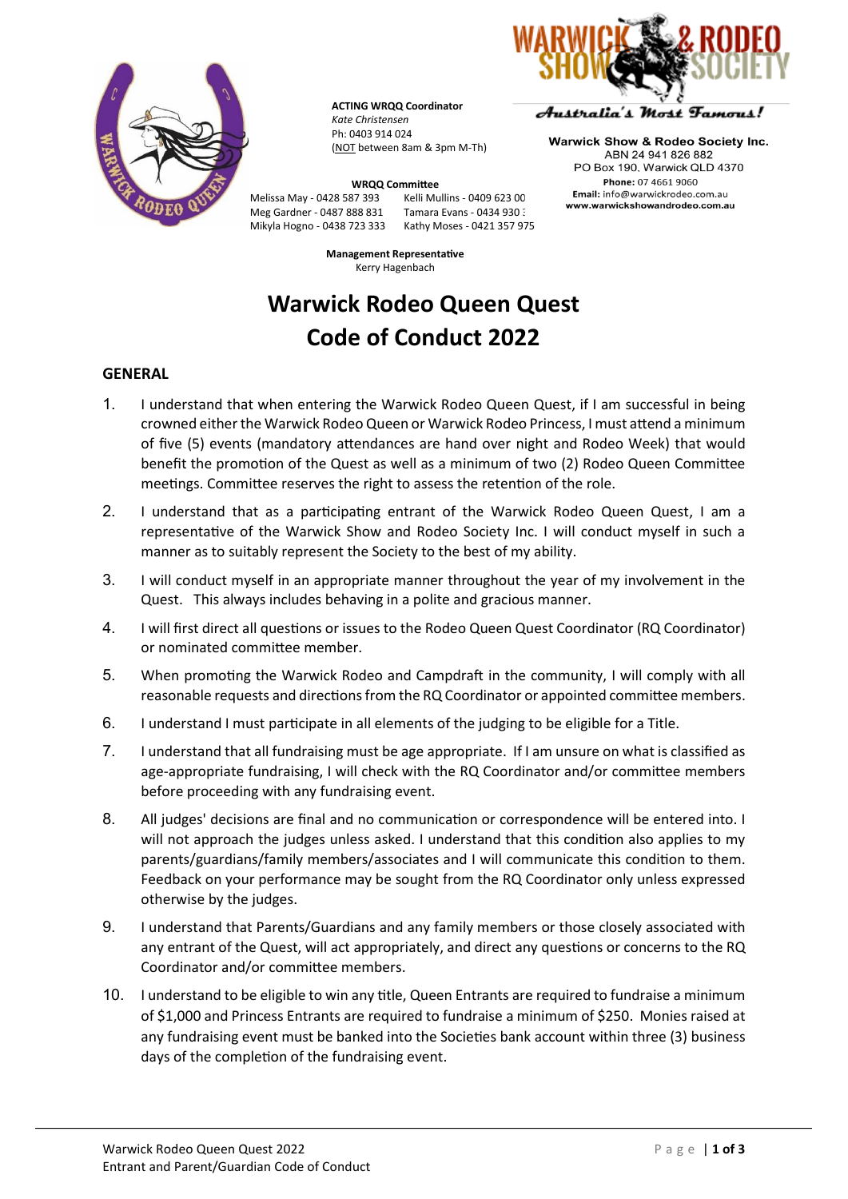**ACTING WRQQ Coordinator**
*Kate Christensen*
Ph: 0403 914 024
(NOT between 8am & 3pm M-Th)

**WRQQ Committee**

Melissa May - 0428 587 393
Kelli Mullins - 0409 623 00
Meg Gardner - 0487 888 831
Tamara Evans - 0434 930 :
Mikyla Hogno - 0438 723 333
Kathy Moses - 0421 357 975

**Management Representative**
Kerry Hagenbach

Australia's Most Famous!

**Warwick Show & Rodeo Society Inc.**
ABN 24 941 826 882
PO Box 190, Warwick QLD 4370
**Phone:** 07 4661 9060
**Email:** info@warwickrodeo.com.au
**www.warwickshowandrodeo.com.au**

# Warwick Rodeo Queen Quest Code of Conduct 2022

## GENERAL

1. I understand that when entering the Warwick Rodeo Queen Quest, if I am successful in being crowned either the Warwick Rodeo Queen or Warwick Rodeo Princess, I must attend a minimum of five (5) events (mandatory attendances are hand over night and Rodeo Week) that would benefit the promotion of the Quest as well as a minimum of two (2) Rodeo Queen Committee meetings. Committee reserves the right to assess the retention of the role.
2. I understand that as a participating entrant of the Warwick Rodeo Queen Quest, I am a representative of the Warwick Show and Rodeo Society Inc. I will conduct myself in such a manner as to suitably represent the Society to the best of my ability.
3. I will conduct myself in an appropriate manner throughout the year of my involvement in the Quest. This always includes behaving in a polite and gracious manner.
4. I will first direct all questions or issues to the Rodeo Queen Quest Coordinator (RQ Coordinator) or nominated committee member.
5. When promoting the Warwick Rodeo and Campdraft in the community, I will comply with all reasonable requests and directions from the RQ Coordinator or appointed committee members.
6. I understand I must participate in all elements of the judging to be eligible for a Title.
7. I understand that all fundraising must be age appropriate. If I am unsure on what is classified as age-appropriate fundraising, I will check with the RQ Coordinator and/or committee members before proceeding with any fundraising event.
8. All judges' decisions are final and no communication or correspondence will be entered into. I will not approach the judges unless asked. I understand that this condition also applies to my parents/guardians/family members/associates and I will communicate this condition to them. Feedback on your performance may be sought from the RQ Coordinator only unless expressed otherwise by the judges.
9. I understand that Parents/Guardians and any family members or those closely associated with any entrant of the Quest, will act appropriately, and direct any questions or concerns to the RQ Coordinator and/or committee members.
10. I understand to be eligible to win any title, Queen Entrants are required to fundraise a minimum of $1,000 and Princess Entrants are required to fundraise a minimum of $250. Monies raised at any fundraising event must be banked into the Societies bank account within three (3) business days of the completion of the fundraising event.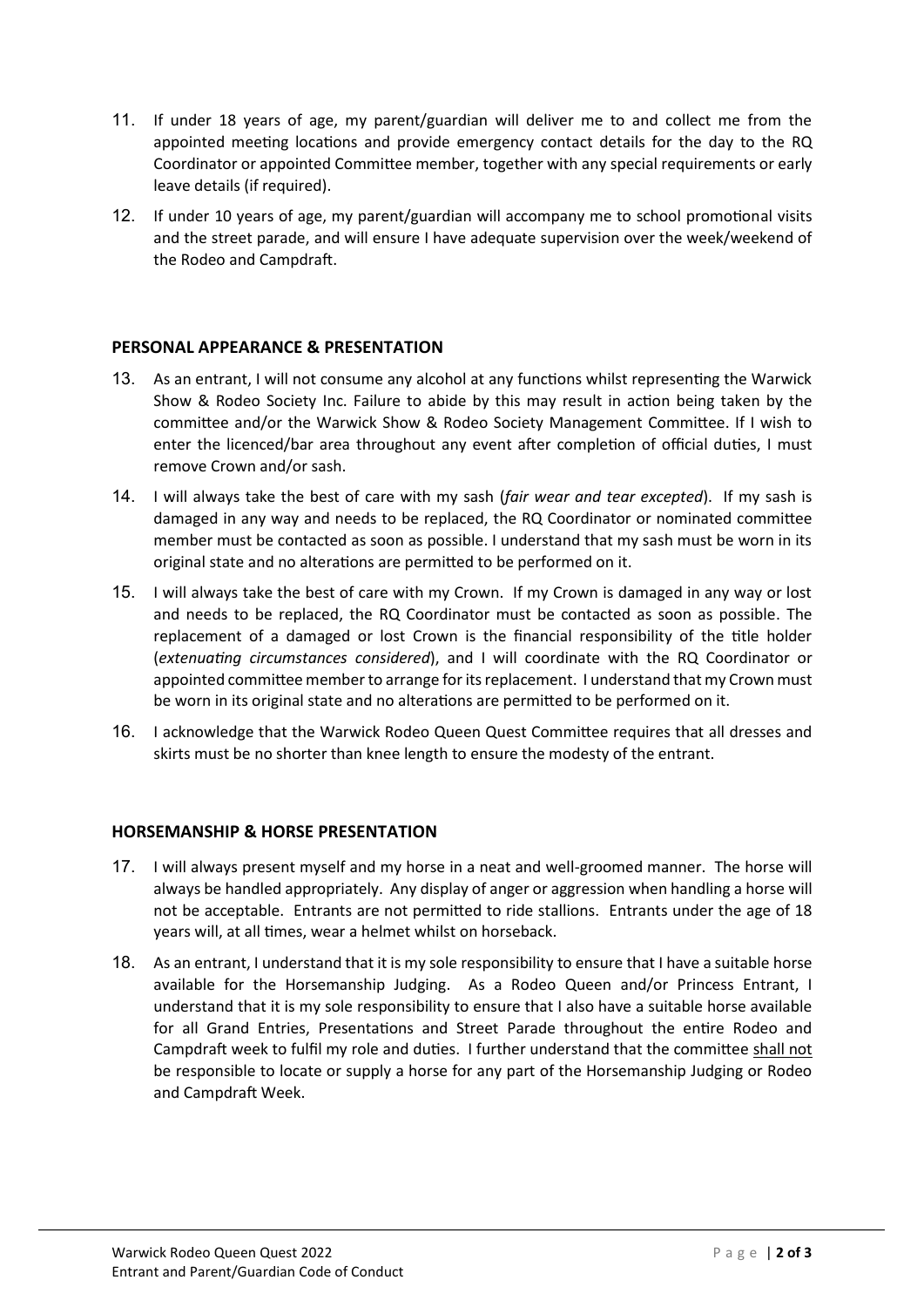11. If under 18 years of age, my parent/guardian will deliver me to and collect me from the appointed meeting locations and provide emergency contact details for the day to the RQ Coordinator or appointed Committee member, together with any special requirements or early leave details (if required).
12. If under 10 years of age, my parent/guardian will accompany me to school promotional visits and the street parade, and will ensure I have adequate supervision over the week/weekend of the Rodeo and Campdraft.

## PERSONAL APPEARANCE & PRESENTATION

13. As an entrant, I will not consume any alcohol at any functions whilst representing the Warwick Show & Rodeo Society Inc. Failure to abide by this may result in action being taken by the committee and/or the Warwick Show & Rodeo Society Management Committee. If I wish to enter the licenced/bar area throughout any event after completion of official duties, I must remove Crown and/or sash.
14. I will always take the best of care with my sash (*fair wear and tear excepted*). If my sash is damaged in any way and needs to be replaced, the RQ Coordinator or nominated committee member must be contacted as soon as possible. I understand that my sash must be worn in its original state and no alterations are permitted to be performed on it.
15. I will always take the best of care with my Crown. If my Crown is damaged in any way or lost and needs to be replaced, the RQ Coordinator must be contacted as soon as possible. The replacement of a damaged or lost Crown is the financial responsibility of the title holder (*extenuating circumstances considered*), and I will coordinate with the RQ Coordinator or appointed committee member to arrange for its replacement. I understand that my Crown must be worn in its original state and no alterations are permitted to be performed on it.
16. I acknowledge that the Warwick Rodeo Queen Quest Committee requires that all dresses and skirts must be no shorter than knee length to ensure the modesty of the entrant.

## HORSEMANSHIP & HORSE PRESENTATION

17. I will always present myself and my horse in a neat and well-groomed manner. The horse will always be handled appropriately. Any display of anger or aggression when handling a horse will not be acceptable. Entrants are not permitted to ride stallions. Entrants under the age of 18 years will, at all times, wear a helmet whilst on horseback.
18. As an entrant, I understand that it is my sole responsibility to ensure that I have a suitable horse available for the Horsemanship Judging. As a Rodeo Queen and/or Princess Entrant, I understand that it is my sole responsibility to ensure that I also have a suitable horse available for all Grand Entries, Presentations and Street Parade throughout the entire Rodeo and Campdraft week to fulfil my role and duties. I further understand that the committee <u>shall not</u> be responsible to locate or supply a horse for any part of the Horsemanship Judging or Rodeo and Campdraft Week.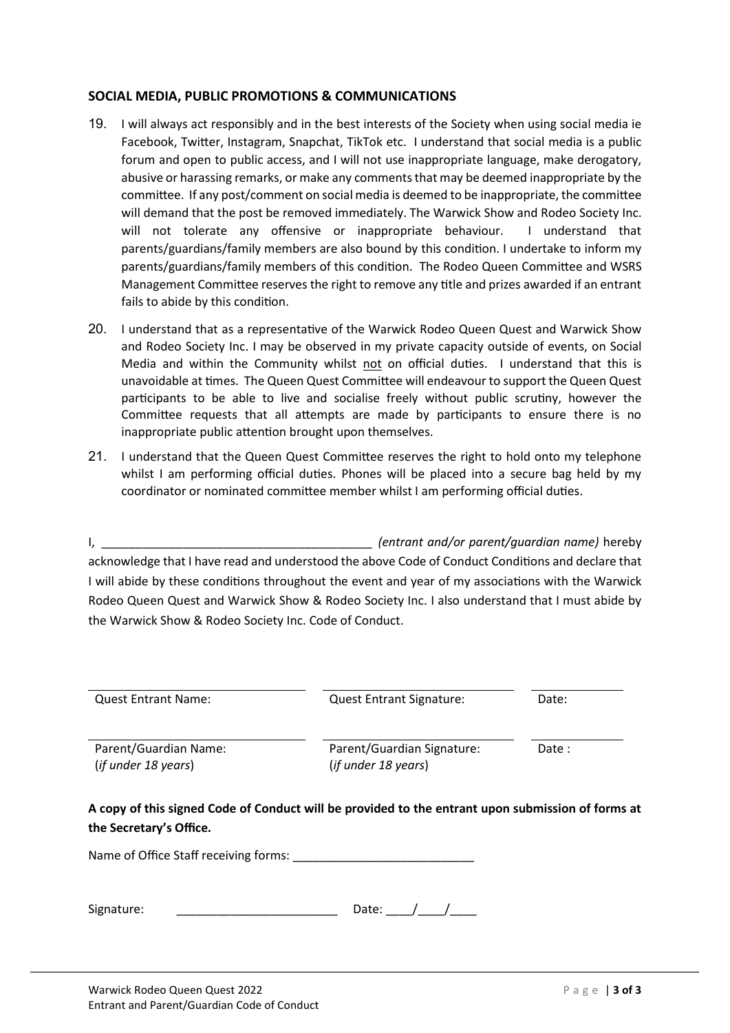## SOCIAL MEDIA, PUBLIC PROMOTIONS & COMMUNICATIONS

19. I will always act responsibly and in the best interests of the Society when using social media ie Facebook, Twitter, Instagram, Snapchat, TikTok etc. I understand that social media is a public forum and open to public access, and I will not use inappropriate language, make derogatory, abusive or harassing remarks, or make any comments that may be deemed inappropriate by the committee. If any post/comment on social media is deemed to be inappropriate, the committee will demand that the post be removed immediately. The Warwick Show and Rodeo Society Inc. will not tolerate any offensive or inappropriate behaviour. I understand that parents/guardians/family members are also bound by this condition. I undertake to inform my parents/guardians/family members of this condition. The Rodeo Queen Committee and WSRS Management Committee reserves the right to remove any title and prizes awarded if an entrant fails to abide by this condition.

20. I understand that as a representative of the Warwick Rodeo Queen Quest and Warwick Show and Rodeo Society Inc. I may be observed in my private capacity outside of events, on Social Media and within the Community whilst <u>not</u> on official duties. I understand that this is unavoidable at times. The Queen Quest Committee will endeavour to support the Queen Quest participants to be able to live and socialise freely without public scrutiny, however the Committee requests that all attempts are made by participants to ensure there is no inappropriate public attention brought upon themselves.

21. I understand that the Queen Quest Committee reserves the right to hold onto my telephone whilst I am performing official duties. Phones will be placed into a secure bag held by my coordinator or nominated committee member whilst I am performing official duties.

I, ________________________________________ *(entrant and/or parent/guardian name)* hereby acknowledge that I have read and understood the above Code of Conduct Conditions and declare that I will abide by these conditions throughout the event and year of my associations with the Warwick Rodeo Queen Quest and Warwick Show & Rodeo Society Inc. I also understand that I must abide by the Warwick Show & Rodeo Society Inc. Code of Conduct.

| | | |
|---|---|---|
| Quest Entrant Name: | Quest Entrant Signature: | Date: |
| Parent/Guardian Name: (*if under 18 years*) | Parent/Guardian Signature: (*if under 18 years*) | Date : |

**A copy of this signed Code of Conduct will be provided to the entrant upon submission of forms at the Secretary's Office.**

Name of Office Staff receiving forms: ___________________________

Signature: ________________________ Date: ____/____/____